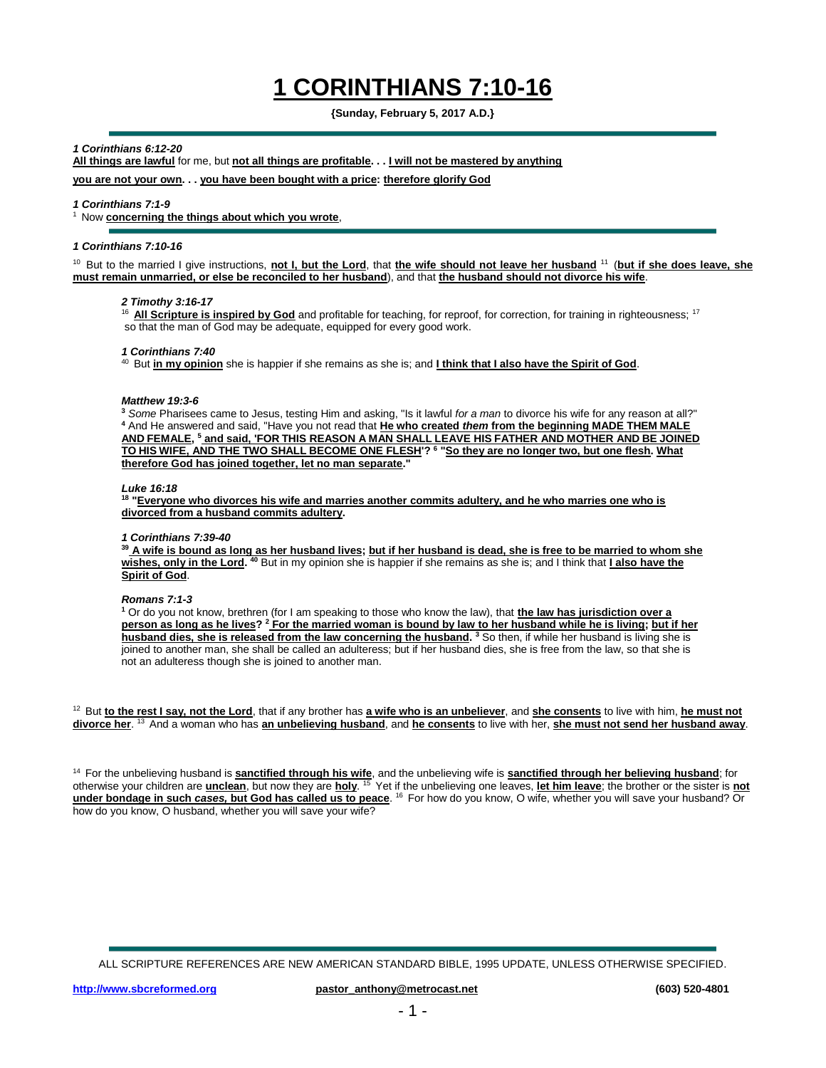# 1 CORINTHIANS 7:10-16

**{Sunday, February 5, 2017 A.D.}**

---

***1 Corinthians 6:12-20***

**All things are lawful** for me, but **not all things are profitable. . . I will not be mastered by anything**

**you are not your own. . . you have been bought with a price: therefore glorify God**

***1 Corinthians 7:1-9***

[1] Now **concerning the things about which you wrote**,

---

***1 Corinthians 7:10-16***

[10] But to the married I give instructions, **not I, but the Lord**, that **the wife should not leave her husband** [11] (**but if she does leave, she must remain unmarried, or else be reconciled to her husband**), and that **the husband should not divorce his wife**.

> ***2 Timothy 3:16-17***
>
> [16] **All Scripture is inspired by God** and profitable for teaching, for reproof, for correction, for training in righteousness; [17] so that the man of God may be adequate, equipped for every good work.
>
> ***1 Corinthians 7:40***
>
> [40] But **in my opinion** she is happier if she remains as she is; and **I think that I also have the Spirit of God**.
>
> ***Matthew 19:3-6***
>
> [3] *Some* Pharisees came to Jesus, testing Him and asking, "Is it lawful *for a man* to divorce his wife for any reason at all?" [4] And He answered and said, "Have you not read that **He who created *them* from the beginning MADE THEM MALE AND FEMALE, [5] and said, 'FOR THIS REASON A MAN SHALL LEAVE HIS FATHER AND MOTHER AND BE JOINED TO HIS WIFE, AND THE TWO SHALL BECOME ONE FLESH'? [6] "So they are no longer two, but one flesh. What therefore God has joined together, let no man separate."**
>
> ***Luke 16:18***
>
> **[18] "Everyone who divorces his wife and marries another commits adultery, and he who marries one who is divorced from a husband commits adultery.**
>
> ***1 Corinthians 7:39-40***
>
> **[39] A wife is bound as long as her husband lives; but if her husband is dead, she is free to be married to whom she wishes, only in the Lord.** [40] But in my opinion she is happier if she remains as she is; and I think that **I also have the Spirit of God**.
>
> ***Romans 7:1-3***
>
> [1] Or do you not know, brethren (for I am speaking to those who know the law), that **the law has jurisdiction over a person as long as he lives? [2] For the married woman is bound by law to her husband while he is living; but if her husband dies, she is released from the law concerning the husband.** [3] So then, if while her husband is living she is joined to another man, she shall be called an adulteress; but if her husband dies, she is free from the law, so that she is not an adulteress though she is joined to another man.

[12] But **to the rest I say, not the Lord**, that if any brother has **a wife who is an unbeliever**, and **she consents** to live with him, **he must not divorce her**. [13] And a woman who has **an unbelieving husband**, and **he consents** to live with her, **she must not send her husband away**.

[14] For the unbelieving husband is **sanctified through his wife**, and the unbelieving wife is **sanctified through her believing husband**; for otherwise your children are **unclean**, but now they are **holy**. [15] Yet if the unbelieving one leaves, **let him leave**; the brother or the sister is **not under bondage in such *cases,* but God has called us to peace**. [16] For how do you know, O wife, whether you will save your husband? Or how do you know, O husband, whether you will save your wife?

---

ALL SCRIPTURE REFERENCES ARE NEW AMERICAN STANDARD BIBLE, 1995 UPDATE, UNLESS OTHERWISE SPECIFIED.

http://www.sbcreformed.org　　pastor_anthony@metrocast.net　　(603) 520-4801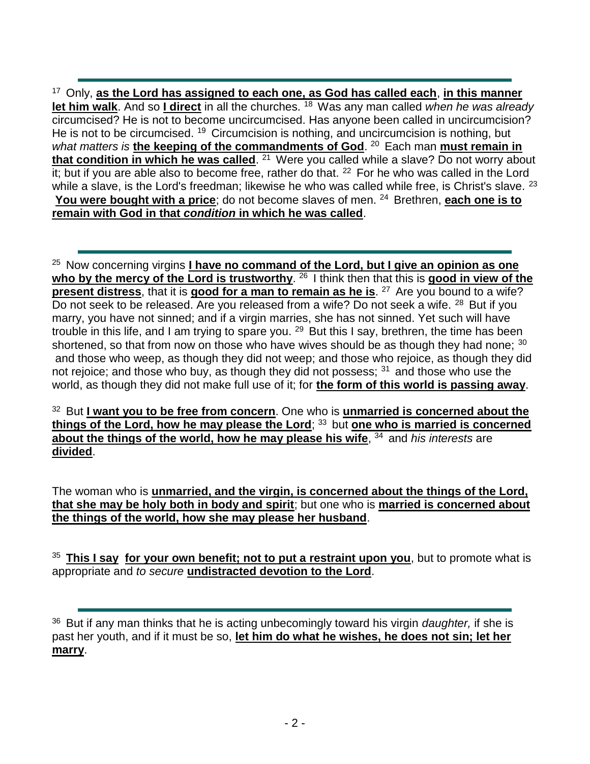---

[17] Only, **as the Lord has assigned to each one, as God has called each**, **in this manner let him walk**. And so **I direct** in all the churches. [18] Was any man called *when he was already* circumcised? He is not to become uncircumcised. Has anyone been called in uncircumcision? He is not to be circumcised. [19] Circumcision is nothing, and uncircumcision is nothing, but *what matters is* **the keeping of the commandments of God**. [20] Each man **must remain in that condition in which he was called**. [21] Were you called while a slave? Do not worry about it; but if you are able also to become free, rather do that. [22] For he who was called in the Lord while a slave, is the Lord's freedman; likewise he who was called while free, is Christ's slave. [23] **You were bought with a price**; do not become slaves of men. [24] Brethren, **each one is to remain with God in that *condition* in which he was called**.

---

[25] Now concerning virgins **I have no command of the Lord, but I give an opinion as one who by the mercy of the Lord is trustworthy**. [26] I think then that this is **good in view of the present distress**, that it is **good for a man to remain as he is**. [27] Are you bound to a wife? Do not seek to be released. Are you released from a wife? Do not seek a wife. [28] But if you marry, you have not sinned; and if a virgin marries, she has not sinned. Yet such will have trouble in this life, and I am trying to spare you. [29] But this I say, brethren, the time has been shortened, so that from now on those who have wives should be as though they had none; [30] and those who weep, as though they did not weep; and those who rejoice, as though they did not rejoice; and those who buy, as though they did not possess; [31] and those who use the world, as though they did not make full use of it; for **the form of this world is passing away**.

[32] But **I want you to be free from concern**. One who is **unmarried is concerned about the things of the Lord, how he may please the Lord**; [33] but **one who is married is concerned about the things of the world, how he may please his wife**, [34] and *his interests* are **divided**.

The woman who is **unmarried, and the virgin, is concerned about the things of the Lord, that she may be holy both in body and spirit**; but one who is **married is concerned about the things of the world, how she may please her husband**.

[35] **This I say for your own benefit; not to put a restraint upon you**, but to promote what is appropriate and *to secure* **undistracted devotion to the Lord**.

---

[36] But if any man thinks that he is acting unbecomingly toward his virgin *daughter,* if she is past her youth, and if it must be so, **let him do what he wishes, he does not sin; let her marry**.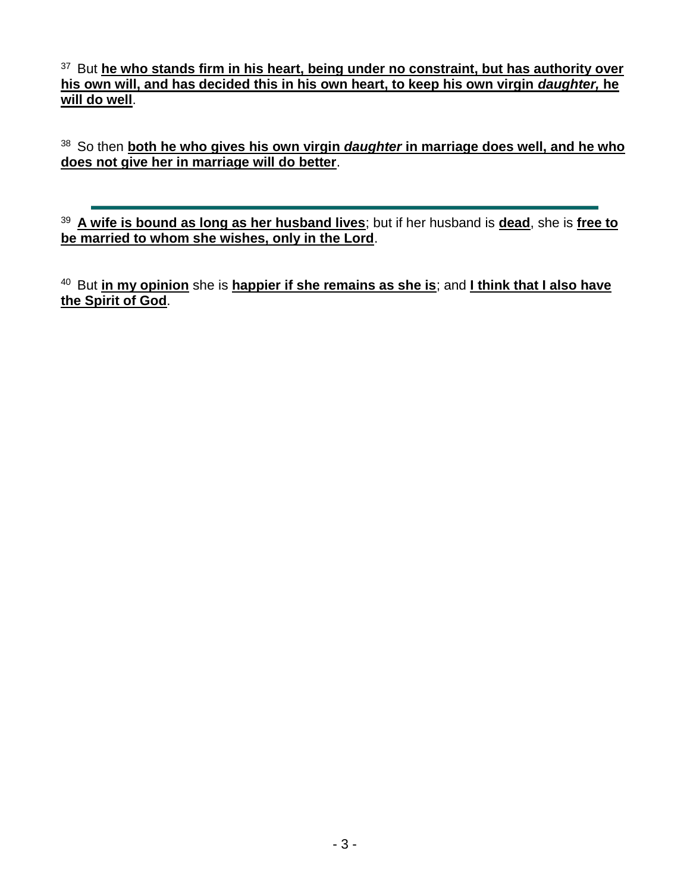37 But **he who stands firm in his heart, being under no constraint, but has authority over his own will, and has decided this in his own heart, to keep his own virgin *daughter,* he will do well**.

38 So then **both he who gives his own virgin *daughter* in marriage does well, and he who does not give her in marriage will do better**.

---

39 **A wife is bound as long as her husband lives**; but if her husband is **dead**, she is **free to be married to whom she wishes, only in the Lord**.

40 But **in my opinion** she is **happier if she remains as she is**; and **I think that I also have the Spirit of God**.